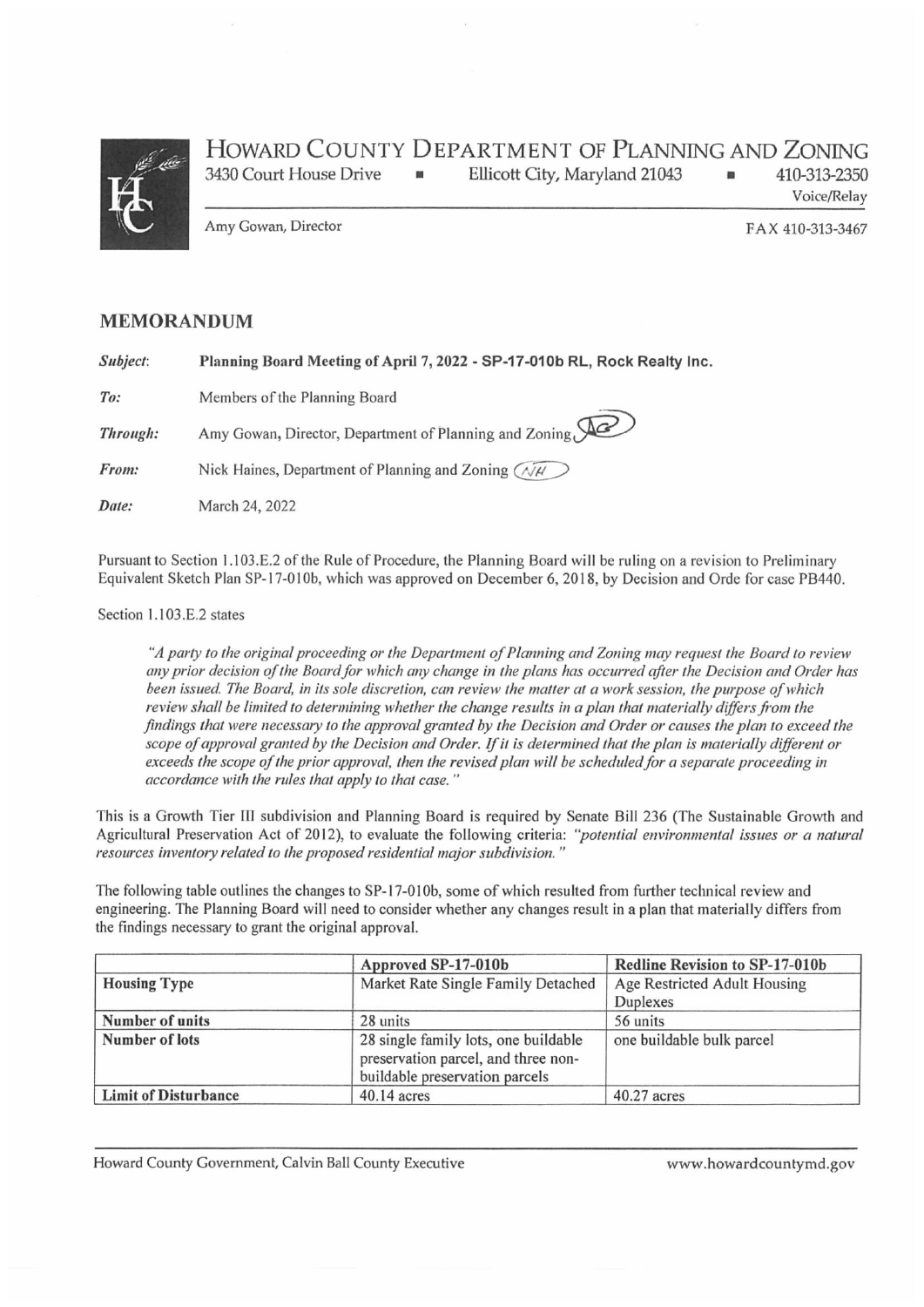# HOWARD COUNTY DEPARTMENT OF PLANNING AND ZONING

3430 Court House Drive ▪ Ellicott City, Maryland 21043 ▪ 410-313-2350

Voice/Relay

Amy Gowan, Director

FAX 410-313-3467

## MEMORANDUM

*Subject*: **Planning Board Meeting of April 7, 2022 - SP-17-010b RL, Rock Realty Inc.**

*To:* Members of the Planning Board

*Through:* Amy Gowan, Director, Department of Planning and Zoning

*From:* Nick Haines, Department of Planning and Zoning

*Date:* March 24, 2022

Pursuant to Section 1.103.E.2 of the Rule of Procedure, the Planning Board will be ruling on a revision to Preliminary Equivalent Sketch Plan SP-17-010b, which was approved on December 6, 2018, by Decision and Orde for case PB440.

Section 1.103.E.2 states

*"A party to the original proceeding or the Department of Planning and Zoning may request the Board to review any prior decision of the Board for which any change in the plans has occurred after the Decision and Order has been issued. The Board, in its sole discretion, can review the matter at a work session, the purpose of which review shall be limited to determining whether the change results in a plan that materially differs from the findings that were necessary to the approval granted by the Decision and Order or causes the plan to exceed the scope of approval granted by the Decision and Order. If it is determined that the plan is materially different or exceeds the scope of the prior approval, then the revised plan will be scheduled for a separate proceeding in accordance with the rules that apply to that case."*

This is a Growth Tier III subdivision and Planning Board is required by Senate Bill 236 (The Sustainable Growth and Agricultural Preservation Act of 2012), to evaluate the following criteria: *"potential environmental issues or a natural resources inventory related to the proposed residential major subdivision."*

The following table outlines the changes to SP-17-010b, some of which resulted from further technical review and engineering. The Planning Board will need to consider whether any changes result in a plan that materially differs from the findings necessary to grant the original approval.

| | Approved SP-17-010b | Redline Revision to SP-17-010b |
|---|---|---|
| **Housing Type** | Market Rate Single Family Detached | Age Restricted Adult Housing Duplexes |
| **Number of units** | 28 units | 56 units |
| **Number of lots** | 28 single family lots, one buildable preservation parcel, and three non-buildable preservation parcels | one buildable bulk parcel |
| **Limit of Disturbance** | 40.14 acres | 40.27 acres |

Howard County Government, Calvin Ball County Executive

www.howardcountymd.gov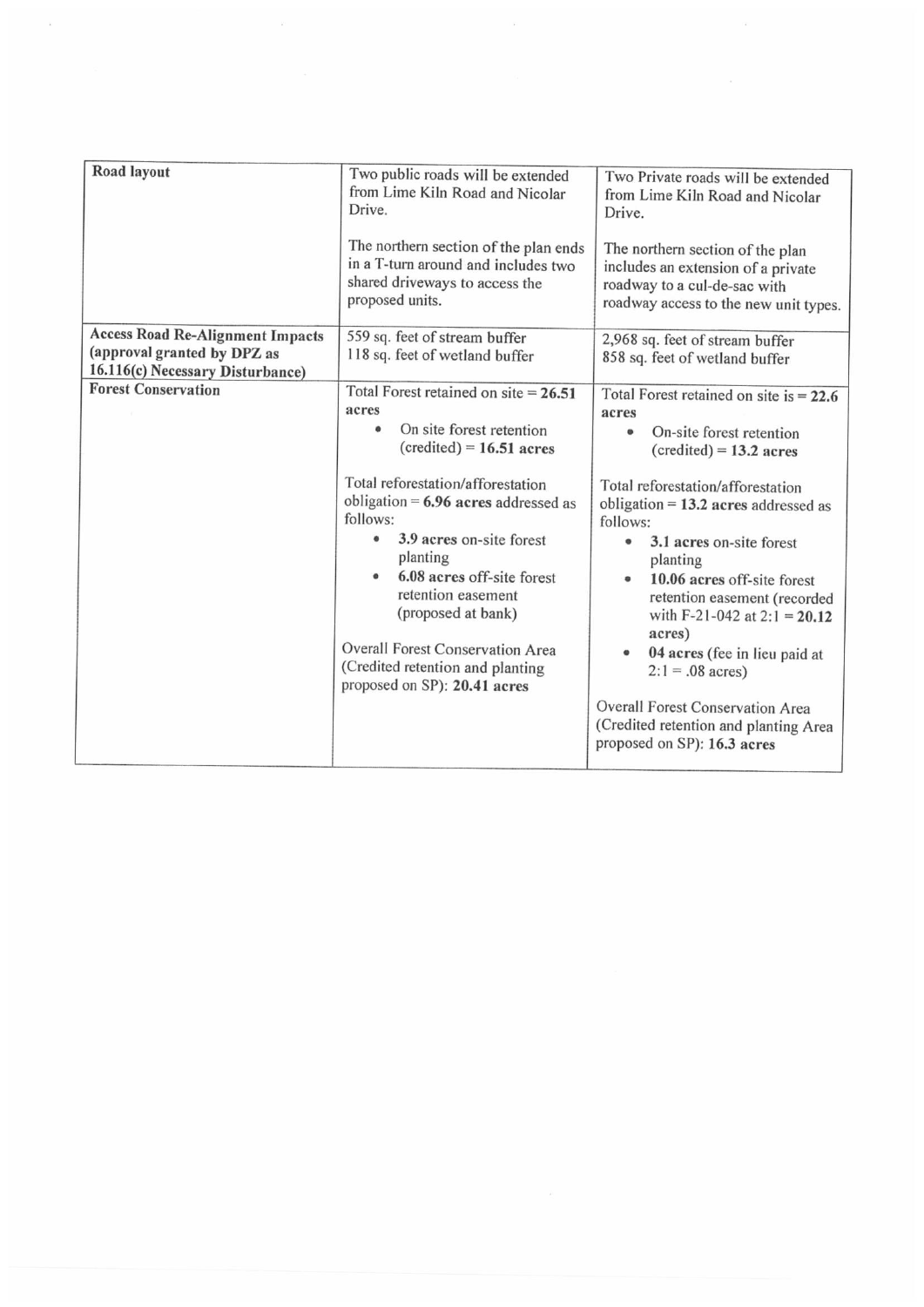| | | |
|---|---|---|
| **Road layout** | Two public roads will be extended from Lime Kiln Road and Nicolar Drive.<br><br>The northern section of the plan ends in a T-turn around and includes two shared driveways to access the proposed units. | Two Private roads will be extended from Lime Kiln Road and Nicolar Drive.<br><br>The northern section of the plan includes an extension of a private roadway to a cul-de-sac with roadway access to the new unit types. |
| **Access Road Re-Alignment Impacts (approval granted by DPZ as 16.116(c) Necessary Disturbance)** | 559 sq. feet of stream buffer<br>118 sq. feet of wetland buffer | 2,968 sq. feet of stream buffer<br>858 sq. feet of wetland buffer |
| **Forest Conservation** | Total Forest retained on site = **26.51 acres**<br>• On site forest retention (credited) = **16.51 acres**<br><br>Total reforestation/afforestation obligation = **6.96 acres** addressed as follows:<br>• **3.9 acres** on-site forest planting<br>• **6.08 acres** off-site forest retention easement (proposed at bank)<br><br>Overall Forest Conservation Area (Credited retention and planting proposed on SP): **20.41 acres** | Total Forest retained on site is = **22.6 acres**<br>• On-site forest retention (credited) = **13.2 acres**<br><br>Total reforestation/afforestation obligation = **13.2 acres** addressed as follows:<br>• **3.1 acres** on-site forest planting<br>• **10.06 acres** off-site forest retention easement (recorded with F-21-042 at 2:1 = **20.12 acres**)<br>• **04 acres** (fee in lieu paid at 2:1 = .08 acres)<br><br>Overall Forest Conservation Area (Credited retention and planting Area proposed on SP): **16.3 acres** |